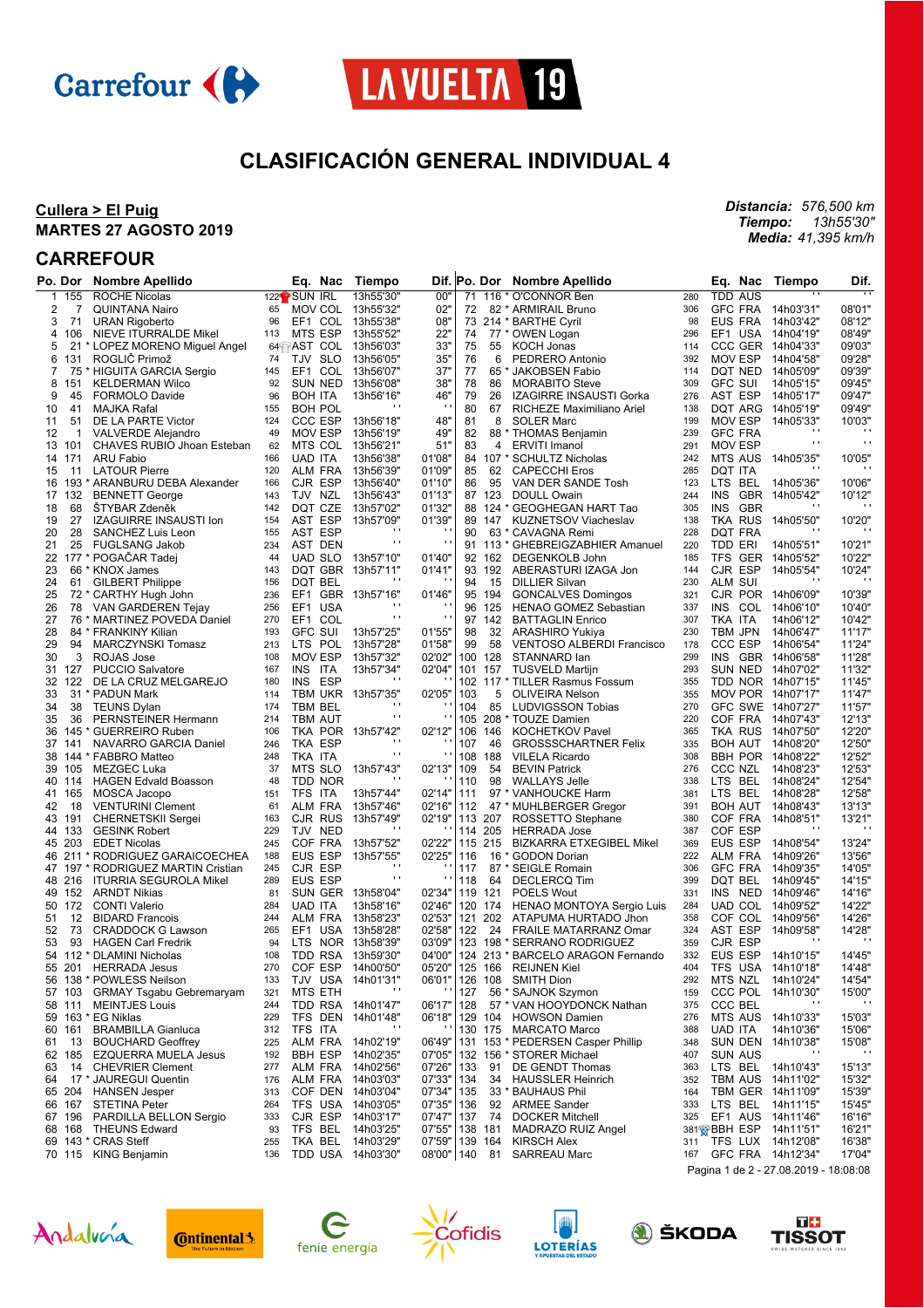Carrefour LA VUELTA 19

# CLASIFICACIÓN GENERAL INDIVIDUAL 4

**Cullera > El Puig**

**MARTES 27 AGOSTO 2019**

***Distancia:*** *576,500 km*
***Tiempo:*** *13h55'30"*
***Media:*** *41,395 km/h*

## CARREFOUR

| Po. | Dor | Nombre Apellido | | Eq. | Nac | Tiempo | Dif. |
|---|---|---|---|---|---|---|---|
| 1 | 155 | ROCHE Nicolas | 122 | SUN | IRL | 13h55'30" | 00" |
| 2 | 7 | QUINTANA Nairo | 65 | MOV | COL | 13h55'32" | 02" |
| 3 | 71 | URAN Rigoberto | 96 | EF1 | COL | 13h55'38" | 08" |
| 4 | 106 | NIEVE ITURRALDE Mikel | 113 | MTS | ESP | 13h55'52" | 22" |
| 5 | 21 | * LOPEZ MORENO Miguel Angel | 64 | AST | COL | 13h56'03" | 33" |
| 6 | 131 | ROGLIČ Primož | 74 | TJV | SLO | 13h56'05" | 35" |
| 7 | 75 | * HIGUITA GARCIA Sergio | 145 | EF1 | COL | 13h56'07" | 37" |
| 8 | 151 | KELDERMAN Wilco | 92 | SUN | NED | 13h56'08" | 38" |
| 9 | 45 | FORMOLO Davide | 96 | BOH | ITA | 13h56'16" | 46" |
| 10 | 41 | MAJKA Rafal | 155 | BOH | POL | " | " |
| 11 | 51 | DE LA PARTE Victor | 124 | CCC | ESP | 13h56'18" | 48" |
| 12 | 1 | VALVERDE Alejandro | 49 | MOV | ESP | 13h56'19" | 49" |
| 13 | 101 | CHAVES RUBIO Jhoan Esteban | 62 | MTS | COL | 13h56'21" | 51" |
| 14 | 171 | ARU Fabio | 166 | UAD | ITA | 13h56'38" | 01'08" |
| 15 | 11 | LATOUR Pierre | 120 | ALM | FRA | 13h56'39" | 01'09" |
| 16 | 193 | * ARANBURU DEBA Alexander | 166 | CJR | ESP | 13h56'40" | 01'10" |
| 17 | 132 | BENNETT George | 143 | TJV | NZL | 13h56'43" | 01'13" |
| 18 | 68 | ŠTYBAR Zdeněk | 142 | DQT | CZE | 13h57'02" | 01'32" |
| 19 | 27 | IZAGUIRRE INSAUSTI Ion | 154 | AST | ESP | 13h57'09" | 01'39" |
| 20 | 28 | SANCHEZ Luis Leon | 155 | AST | ESP | " | " |
| 21 | 25 | FUGLSANG Jakob | 234 | AST | DEN | " | " |
| 22 | 177 | * POGAČAR Tadej | 44 | UAD | SLO | 13h57'10" | 01'40" |
| 23 | 66 | * KNOX James | 143 | DQT | GBR | 13h57'11" | 01'41" |
| 24 | 61 | GILBERT Philippe | 156 | DQT | BEL | " | " |
| 25 | 72 | * CARTHY Hugh John | 236 | EF1 | GBR | 13h57'16" | 01'46" |
| 26 | 78 | VAN GARDEREN Tejay | 256 | EF1 | USA | " | " |
| 27 | 76 | * MARTINEZ POVEDA Daniel | 270 | EF1 | COL | " | " |
| 28 | 84 | * FRANKINY Kilian | 193 | GFC | SUI | 13h57'25" | 01'55" |
| 29 | 94 | MARCZYNSKI Tomasz | 213 | LTS | POL | 13h57'28" | 01'58" |
| 30 | 3 | ROJAS Jose | 108 | MOV | ESP | 13h57'32" | 02'02" |
| 31 | 127 | PUCCIO Salvatore | 167 | INS | ITA | 13h57'34" | 02'04" |
| 32 | 122 | DE LA CRUZ MELGAREJO | 180 | INS | ESP | " | " |
| 33 | 31 | * PADUN Mark | 114 | TBM | UKR | 13h57'35" | 02'05" |
| 34 | 38 | TEUNS Dylan | 174 | TBM | BEL | " | " |
| 35 | 36 | PERNSTEINER Hermann | 214 | TBM | AUT | " | " |
| 36 | 145 | * GUERREIRO Ruben | 106 | TKA | POR | 13h57'42" | 02'12" |
| 37 | 141 | NAVARRO GARCIA Daniel | 246 | TKA | ESP | " | " |
| 38 | 144 | * FABBRO Matteo | 248 | TKA | ITA | " | " |
| 39 | 105 | MEZGEC Luka | 37 | MTS | SLO | 13h57'43" | 02'13" |
| 40 | 114 | HAGEN Edvald Boasson | 48 | TDD | NOR | " | " |
| 41 | 165 | MOSCA Jacopo | 151 | TFS | ITA | 13h57'44" | 02'14" |
| 42 | 18 | VENTURINI Clement | 61 | ALM | FRA | 13h57'46" | 02'16" |
| 43 | 191 | CHERNETSKII Sergei | 163 | CJR | RUS | 13h57'49" | 02'19" |
| 44 | 133 | GESINK Robert | 229 | TJV | NED | " | " |
| 45 | 203 | EDET Nicolas | 245 | COF | FRA | 13h57'52" | 02'22" |
| 46 | 211 | * RODRIGUEZ GARAICOECHEA | 188 | EUS | ESP | 13h57'55" | 02'25" |
| 47 | 197 | * RODRIGUEZ MARTIN Cristian | 245 | CJR | ESP | " | " |
| 48 | 216 | ITURRIA SEGUROLA Mikel | 289 | EUS | ESP | " | " |
| 49 | 152 | ARNDT Nikias | 81 | SUN | GER | 13h58'04" | 02'34" |
| 50 | 172 | CONTI Valerio | 284 | UAD | ITA | 13h58'16" | 02'46" |
| 51 | 12 | BIDARD Francois | 244 | ALM | FRA | 13h58'23" | 02'53" |
| 52 | 73 | CRADDOCK G Lawson | 265 | EF1 | USA | 13h58'28" | 02'58" |
| 53 | 93 | HAGEN Carl Fredrik | 94 | LTS | NOR | 13h58'39" | 03'09" |
| 54 | 112 | * DLAMINI Nicholas | 108 | TDD | RSA | 13h59'30" | 04'00" |
| 55 | 201 | HERRADA Jesus | 270 | COF | ESP | 14h00'50" | 05'20" |
| 56 | 138 | * POWLESS Neilson | 133 | TJV | USA | 14h01'31" | 06'01" |
| 57 | 103 | GRMAY Tsgabu Gebremaryam | 321 | MTS | ETH | " | " |
| 58 | 111 | MEINTJES Louis | 244 | TDD | RSA | 14h01'47" | 06'17" |
| 59 | 163 | * EG Niklas | 229 | TFS | DEN | 14h01'48" | 06'18" |
| 60 | 161 | BRAMBILLA Gianluca | 312 | TFS | ITA | " | " |
| 61 | 13 | BOUCHARD Geoffrey | 225 | ALM | FRA | 14h02'19" | 06'49" |
| 62 | 185 | EZQUERRA MUELA Jesus | 192 | BBH | ESP | 14h02'35" | 07'05" |
| 63 | 14 | CHEVRIER Clement | 277 | ALM | FRA | 14h02'56" | 07'26" |
| 64 | 17 | * JAUREGUI Quentin | 176 | ALM | FRA | 14h03'03" | 07'33" |
| 65 | 204 | HANSEN Jesper | 313 | COF | DEN | 14h03'04" | 07'34" |
| 66 | 167 | STETINA Peter | 264 | TFS | USA | 14h03'05" | 07'35" |
| 67 | 196 | PARDILLA BELLON Sergio | 333 | CJR | ESP | 14h03'17" | 07'47" |
| 68 | 168 | THEUNS Edward | 93 | TFS | BEL | 14h03'25" | 07'55" |
| 69 | 143 | * CRAS Steff | 255 | TKA | BEL | 14h03'29" | 07'59" |
| 70 | 115 | KING Benjamin | 136 | TDD | USA | 14h03'30" | 08'00" |
| 71 | 116 | * O'CONNOR Ben | 280 | TDD | AUS | " | " |
| 72 | 82 | * ARMIRAIL Bruno | 306 | GFC | FRA | 14h03'31" | 08'01" |
| 73 | 214 | * BARTHE Cyril | 98 | EUS | FRA | 14h03'42" | 08'12" |
| 74 | 77 | * OWEN Logan | 296 | EF1 | USA | 14h04'19" | 08'49" |
| 75 | 55 | KOCH Jonas | 114 | CCC | GER | 14h04'33" | 09'03" |
| 76 | 6 | PEDRERO Antonio | 392 | MOV | ESP | 14h04'58" | 09'28" |
| 77 | 65 | * JAKOBSEN Fabio | 114 | DQT | NED | 14h05'09" | 09'39" |
| 78 | 86 | MORABITO Steve | 309 | GFC | SUI | 14h05'15" | 09'45" |
| 79 | 26 | IZAGIRRE INSAUSTI Gorka | 276 | AST | ESP | 14h05'17" | 09'47" |
| 80 | 67 | RICHEZE Maximiliano Ariel | 138 | DQT | ARG | 14h05'19" | 09'49" |
| 81 | 8 | SOLER Marc | 199 | MOV | ESP | 14h05'33" | 10'03" |
| 82 | 88 | * THOMAS Benjamin | 239 | GFC | FRA | " | " |
| 83 | 4 | ERVITI Imanol | 291 | MOV | ESP | " | " |
| 84 | 107 | * SCHULTZ Nicholas | 242 | MTS | AUS | 14h05'35" | 10'05" |
| 85 | 62 | CAPECCHI Eros | 285 | DQT | ITA | " | " |
| 86 | 95 | VAN DER SANDE Tosh | 123 | LTS | BEL | 14h05'36" | 10'06" |
| 87 | 123 | DOULL Owain | 244 | INS | GBR | 14h05'42" | 10'12" |
| 88 | 124 | * GEOGHEGAN HART Tao | 305 | INS | GBR | " | " |
| 89 | 147 | KUZNETSOV Viacheslav | 138 | TKA | RUS | 14h05'50" | 10'20" |
| 90 | 63 | * CAVAGNA Remi | 228 | DQT | FRA | " | " |
| 91 | 113 | * GHEBREIGZABHIER Amanuel | 220 | TDD | ERI | 14h05'51" | 10'21" |
| 92 | 162 | DEGENKOLB John | 185 | TFS | GER | 14h05'52" | 10'22" |
| 93 | 192 | ABERASTURI IZAGA Jon | 144 | CJR | ESP | 14h05'54" | 10'24" |
| 94 | 15 | DILLIER Silvan | 230 | ALM | SUI | " | " |
| 95 | 194 | GONCALVES Domingos | 321 | CJR | POR | 14h06'09" | 10'39" |
| 96 | 125 | HENAO GOMEZ Sebastian | 337 | INS | COL | 14h06'10" | 10'40" |
| 97 | 142 | BATTAGLIN Enrico | 307 | TKA | ITA | 14h06'12" | 10'42" |
| 98 | 32 | ARASHIRO Yukiya | 230 | TBM | JPN | 14h06'47" | 11'17" |
| 99 | 58 | VENTOSO ALBERDI Francisco | 178 | CCC | ESP | 14h06'54" | 11'24" |
| 100 | 128 | STANNARD Ian | 299 | INS | GBR | 14h06'58" | 11'28" |
| 101 | 157 | TUSVELD Martijn | 293 | SUN | NED | 14h07'02" | 11'32" |
| 102 | 117 | * TILLER Rasmus Fossum | 355 | TDD | NOR | 14h07'15" | 11'45" |
| 103 | 5 | OLIVEIRA Nelson | 355 | MOV | POR | 14h07'17" | 11'47" |
| 104 | 85 | LUDVIGSSON Tobias | 270 | GFC | SWE | 14h07'27" | 11'57" |
| 105 | 208 | * TOUZE Damien | 220 | COF | FRA | 14h07'43" | 12'13" |
| 106 | 146 | KOCHETKOV Pavel | 365 | TKA | RUS | 14h07'50" | 12'20" |
| 107 | 46 | GROSSSCHARTNER Felix | 335 | BOH | AUT | 14h08'20" | 12'50" |
| 108 | 188 | VILELA Ricardo | 308 | BBH | POR | 14h08'22" | 12'52" |
| 109 | 54 | BEVIN Patrick | 276 | CCC | NZL | 14h08'23" | 12'53" |
| 110 | 98 | WALLAYS Jelle | 338 | LTS | BEL | 14h08'24" | 12'54" |
| 111 | 97 | * VANHOUCKE Harm | 381 | LTS | BEL | 14h08'28" | 12'58" |
| 112 | 47 | * MUHLBERGER Gregor | 391 | BOH | AUT | 14h08'43" | 13'13" |
| 113 | 207 | ROSSETTO Stephane | 380 | COF | FRA | 14h08'51" | 13'21" |
| 114 | 205 | HERRADA Jose | 387 | COF | ESP | " | " |
| 115 | 215 | BIZKARRA ETXEGIBEL Mikel | 369 | EUS | ESP | 14h08'54" | 13'24" |
| 116 | 16 | * GODON Dorian | 222 | ALM | FRA | 14h09'26" | 13'56" |
| 117 | 87 | * SEIGLE Romain | 306 | GFC | FRA | 14h09'35" | 14'05" |
| 118 | 64 | DECLERCQ Tim | 399 | DQT | BEL | 14h09'45" | 14'15" |
| 119 | 121 | POELS Wout | 331 | INS | NED | 14h09'46" | 14'16" |
| 120 | 174 | HENAO MONTOYA Sergio Luis | 284 | UAD | COL | 14h09'52" | 14'22" |
| 121 | 202 | ATAPUMA HURTADO Jhon | 358 | COF | COL | 14h09'56" | 14'26" |
| 122 | 24 | FRAILE MATARRANZ Omar | 324 | AST | ESP | 14h09'58" | 14'28" |
| 123 | 198 | * SERRANO RODRIGUEZ | 359 | CJR | ESP | " | " |
| 124 | 213 | * BARCELO ARAGON Fernando | 332 | EUS | ESP | 14h10'15" | 14'45" |
| 125 | 166 | REIJNEN Kiel | 404 | TFS | USA | 14h10'18" | 14'48" |
| 126 | 108 | SMITH Dion | 292 | MTS | NZL | 14h10'24" | 14'54" |
| 127 | 56 | * SAJNOK Szymon | 159 | CCC | POL | 14h10'30" | 15'00" |
| 128 | 57 | * VAN HOOYDONCK Nathan | 375 | CCC | BEL | " | " |
| 129 | 104 | HOWSON Damien | 276 | MTS | AUS | 14h10'33" | 15'03" |
| 130 | 175 | MARCATO Marco | 388 | UAD | ITA | 14h10'36" | 15'06" |
| 131 | 153 | * PEDERSEN Casper Phillip | 348 | SUN | DEN | 14h10'38" | 15'08" |
| 132 | 156 | * STORER Michael | 407 | SUN | AUS | " | " |
| 133 | 91 | DE GENDT Thomas | 363 | LTS | BEL | 14h10'43" | 15'13" |
| 134 | 34 | HAUSSLER Heinrich | 352 | TBM | AUS | 14h11'02" | 15'32" |
| 135 | 33 | * BAUHAUS Phil | 164 | TBM | GER | 14h11'09" | 15'39" |
| 136 | 92 | ARMEE Sander | 333 | LTS | BEL | 14h11'15" | 15'45" |
| 137 | 74 | DOCKER Mitchell | 325 | EF1 | AUS | 14h11'46" | 16'16" |
| 138 | 181 | MADRAZO RUIZ Angel | 381 | BBH | ESP | 14h11'51" | 16'21" |
| 139 | 164 | KIRSCH Alex | 311 | TFS | LUX | 14h12'08" | 16'38" |
| 140 | 81 | SARREAU Marc | 167 | GFC | FRA | 14h12'34" | 17'04" |

Pagina 1 de 2 - 27.08.2019 - 18:08:08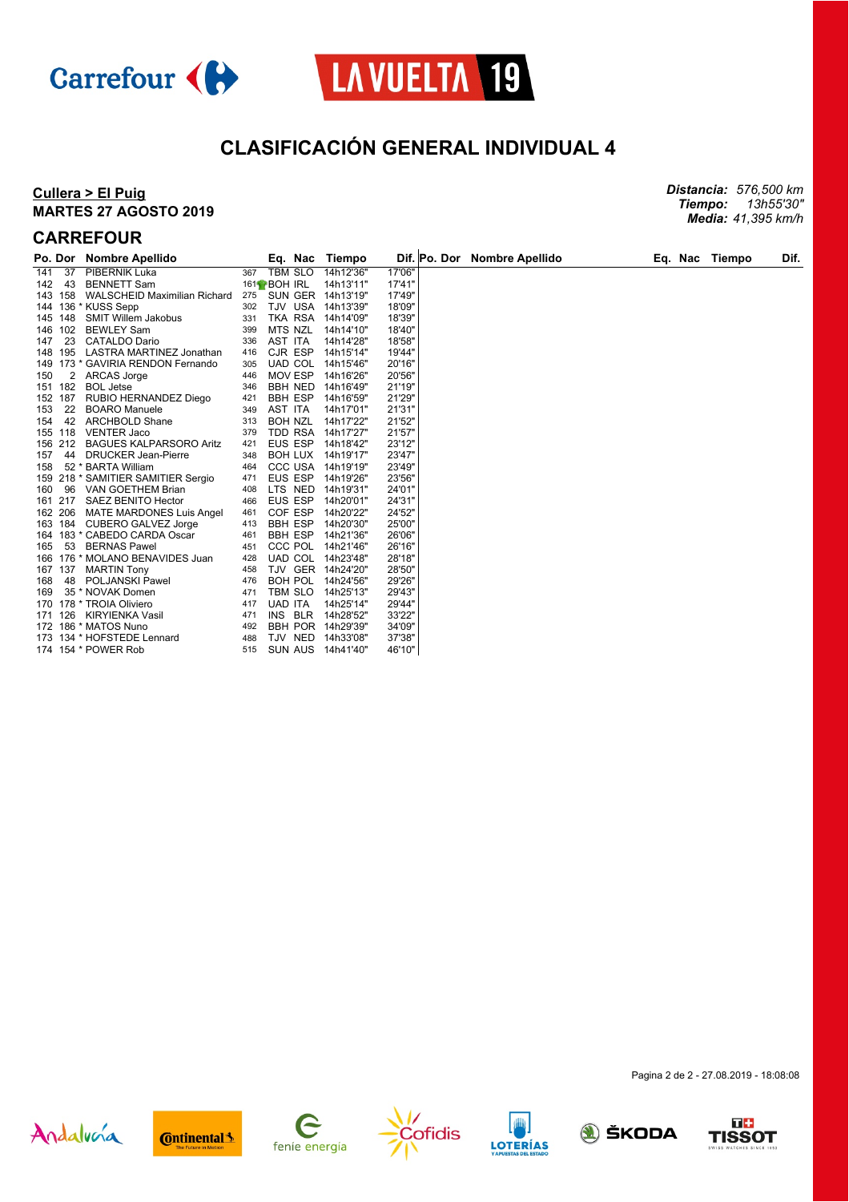# CLASIFICACIÓN GENERAL INDIVIDUAL 4

**Cullera > El Puig**
**MARTES 27 AGOSTO 2019**

***Distancia:*** *576,500 km*
***Tiempo:*** *13h55'30"*
***Media:*** *41,395 km/h*

## CARREFOUR

| Po. | Dor | Nombre Apellido | | Eq. | Nac | Tiempo | Dif. |
|---|---|---|---|---|---|---|---|
| 141 | 37 | PIBERNIK Luka | 367 | TBM | SLO | 14h12'36" | 17'06" |
| 142 | 43 | BENNETT Sam | 161 | BOH | IRL | 14h13'11" | 17'41" |
| 143 | 158 | WALSCHEID Maximilian Richard | 275 | SUN | GER | 14h13'19" | 17'49" |
| 144 | 136 * | KUSS Sepp | 302 | TJV | USA | 14h13'39" | 18'09" |
| 145 | 148 | SMIT Willem Jakobus | 331 | TKA | RSA | 14h14'09" | 18'39" |
| 146 | 102 | BEWLEY Sam | 399 | MTS | NZL | 14h14'10" | 18'40" |
| 147 | 23 | CATALDO Dario | 336 | AST | ITA | 14h14'28" | 18'58" |
| 148 | 195 | LASTRA MARTINEZ Jonathan | 416 | CJR | ESP | 14h15'14" | 19'44" |
| 149 | 173 * | GAVIRIA RENDON Fernando | 305 | UAD | COL | 14h15'46" | 20'16" |
| 150 | 2 | ARCAS Jorge | 446 | MOV | ESP | 14h16'26" | 20'56" |
| 151 | 182 | BOL Jetse | 346 | BBH | NED | 14h16'49" | 21'19" |
| 152 | 187 | RUBIO HERNANDEZ Diego | 421 | BBH | ESP | 14h16'59" | 21'29" |
| 153 | 22 | BOARO Manuele | 349 | AST | ITA | 14h17'01" | 21'31" |
| 154 | 42 | ARCHBOLD Shane | 313 | BOH | NZL | 14h17'22" | 21'52" |
| 155 | 118 | VENTER Jaco | 379 | TDD | RSA | 14h17'27" | 21'57" |
| 156 | 212 | BAGUES KALPARSORO Aritz | 421 | EUS | ESP | 14h18'42" | 23'12" |
| 157 | 44 | DRUCKER Jean-Pierre | 348 | BOH | LUX | 14h19'17" | 23'47" |
| 158 | 52 * | BARTA William | 464 | CCC | USA | 14h19'19" | 23'49" |
| 159 | 218 * | SAMITIER SAMITIER Sergio | 471 | EUS | ESP | 14h19'26" | 23'56" |
| 160 | 96 | VAN GOETHEM Brian | 408 | LTS | NED | 14h19'31" | 24'01" |
| 161 | 217 | SAEZ BENITO Hector | 466 | EUS | ESP | 14h20'01" | 24'31" |
| 162 | 206 | MATE MARDONES Luis Angel | 461 | COF | ESP | 14h20'22" | 24'52" |
| 163 | 184 | CUBERO GALVEZ Jorge | 413 | BBH | ESP | 14h20'30" | 25'00" |
| 164 | 183 * | CABEDO CARDA Oscar | 461 | BBH | ESP | 14h21'36" | 26'06" |
| 165 | 53 | BERNAS Pawel | 451 | CCC | POL | 14h21'46" | 26'16" |
| 166 | 176 * | MOLANO BENAVIDES Juan | 428 | UAD | COL | 14h23'48" | 28'18" |
| 167 | 137 | MARTIN Tony | 458 | TJV | GER | 14h24'20" | 28'50" |
| 168 | 48 | POLJANSKI Pawel | 476 | BOH | POL | 14h24'56" | 29'26" |
| 169 | 35 * | NOVAK Domen | 471 | TBM | SLO | 14h25'13" | 29'43" |
| 170 | 178 * | TROIA Oliviero | 417 | UAD | ITA | 14h25'14" | 29'44" |
| 171 | 126 | KIRYIENKA Vasil | 471 | INS | BLR | 14h28'52" | 33'22" |
| 172 | 186 * | MATOS Nuno | 492 | BBH | POR | 14h29'39" | 34'09" |
| 173 | 134 * | HOFSTEDE Lennard | 488 | TJV | NED | 14h33'08" | 37'38" |
| 174 | 154 * | POWER Rob | 515 | SUN | AUS | 14h41'40" | 46'10" |